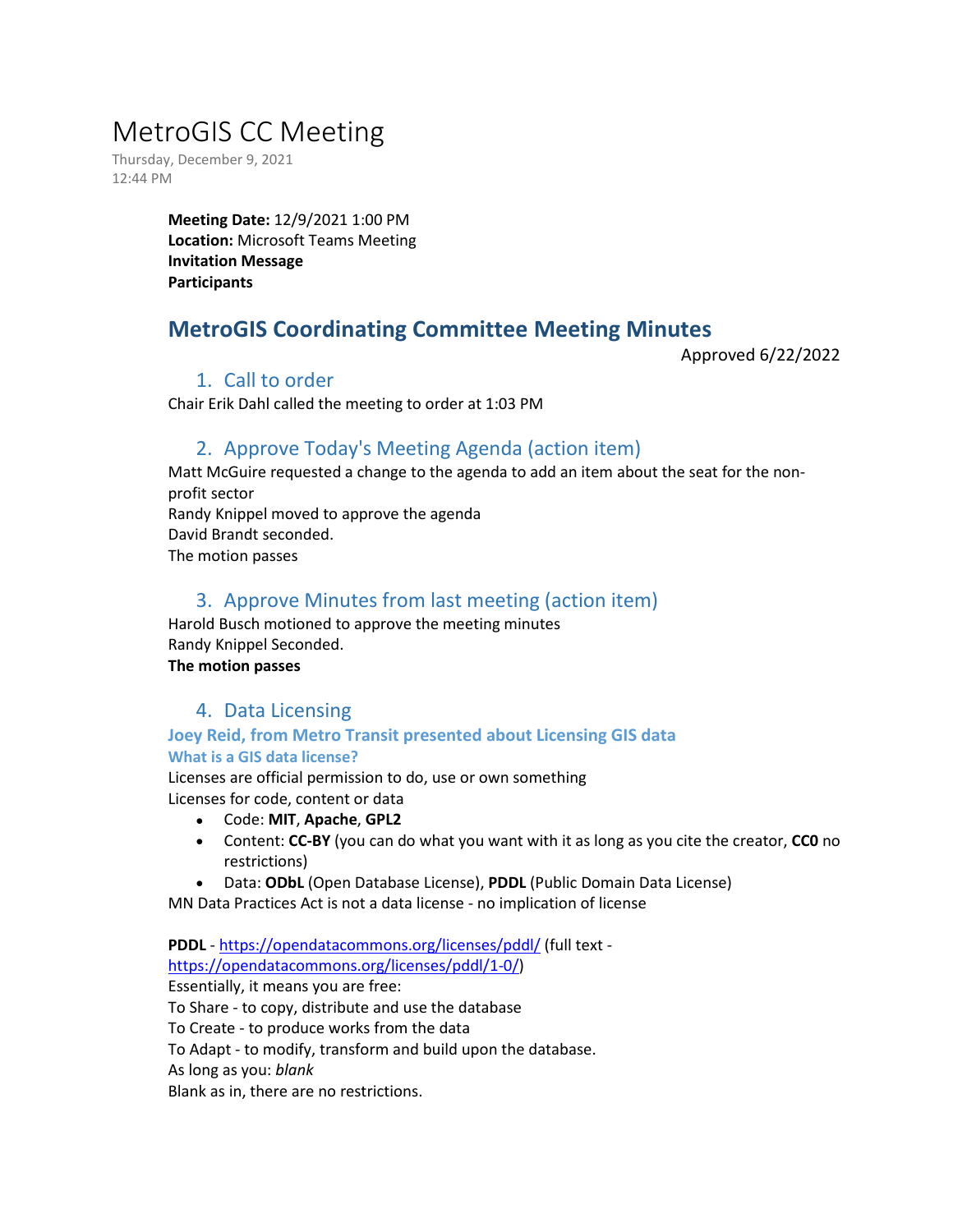# MetroGIS CC Meeting

Thursday, December 9, 2021
12:44 PM

**Meeting Date:** 12/9/2021 1:00 PM
**Location:** Microsoft Teams Meeting
**Invitation Message**
**Participants**

## MetroGIS Coordinating Committee Meeting Minutes

Approved 6/22/2022

### 1. Call to order

Chair Erik Dahl called the meeting to order at 1:03 PM

### 2. Approve Today's Meeting Agenda (action item)

Matt McGuire requested a change to the agenda to add an item about the seat for the non-profit sector
Randy Knippel moved to approve the agenda
David Brandt seconded.
The motion passes

### 3. Approve Minutes from last meeting (action item)

Harold Busch motioned to approve the meeting minutes
Randy Knippel Seconded.
**The motion passes**

### 4. Data Licensing

#### Joey Reid, from Metro Transit presented about Licensing GIS data

#### What is a GIS data license?

Licenses are official permission to do, use or own something
Licenses for code, content or data

- Code: **MIT**, **Apache**, **GPL2**
- Content: **CC-BY** (you can do what you want with it as long as you cite the creator, **CC0** no restrictions)
- Data: **ODbL** (Open Database License), **PDDL** (Public Domain Data License)

MN Data Practices Act is not a data license - no implication of license

**PDDL** - https://opendatacommons.org/licenses/pddl/ (full text - https://opendatacommons.org/licenses/pddl/1-0/)
Essentially, it means you are free:
To Share - to copy, distribute and use the database
To Create - to produce works from the data
To Adapt - to modify, transform and build upon the database.
As long as you: *blank*
Blank as in, there are no restrictions.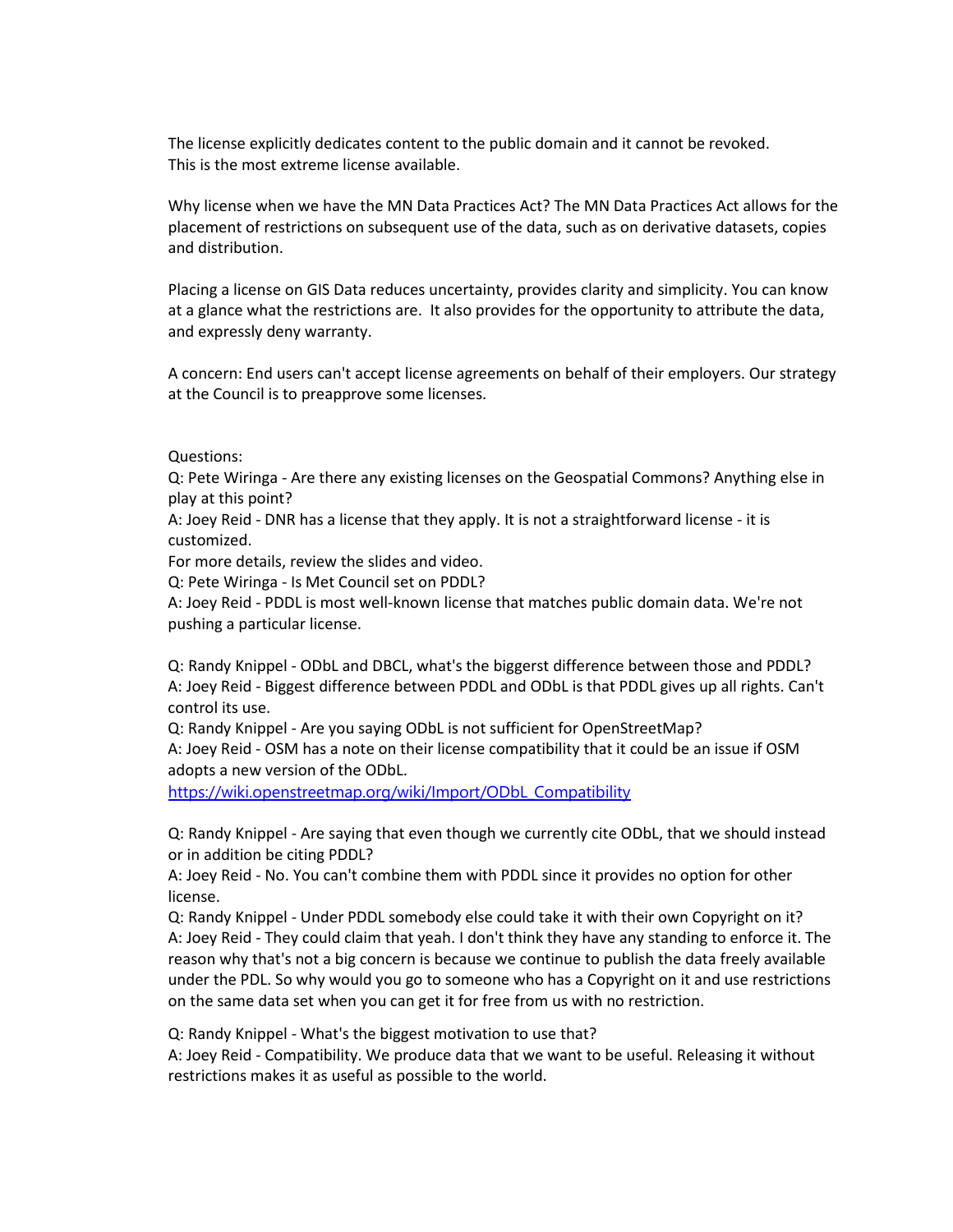The license explicitly dedicates content to the public domain and it cannot be revoked. This is the most extreme license available.

Why license when we have the MN Data Practices Act? The MN Data Practices Act allows for the placement of restrictions on subsequent use of the data, such as on derivative datasets, copies and distribution.

Placing a license on GIS Data reduces uncertainty, provides clarity and simplicity. You can know at a glance what the restrictions are. It also provides for the opportunity to attribute the data, and expressly deny warranty.

A concern: End users can't accept license agreements on behalf of their employers. Our strategy at the Council is to preapprove some licenses.

Questions:
Q: Pete Wiringa - Are there any existing licenses on the Geospatial Commons? Anything else in play at this point?
A: Joey Reid - DNR has a license that they apply. It is not a straightforward license - it is customized.
For more details, review the slides and video.
Q: Pete Wiringa - Is Met Council set on PDDL?
A: Joey Reid - PDDL is most well-known license that matches public domain data. We're not pushing a particular license.

Q: Randy Knippel - ODbL and DBCL, what's the biggerst difference between those and PDDL?
A: Joey Reid - Biggest difference between PDDL and ODbL is that PDDL gives up all rights. Can't control its use.
Q: Randy Knippel - Are you saying ODbL is not sufficient for OpenStreetMap?
A: Joey Reid - OSM has a note on their license compatibility that it could be an issue if OSM adopts a new version of the ODbL.
[https://wiki.openstreetmap.org/wiki/Import/ODbL_Compatibility](https://wiki.openstreetmap.org/wiki/Import/ODbL_Compatibility)

Q: Randy Knippel - Are saying that even though we currently cite ODbL, that we should instead or in addition be citing PDDL?
A: Joey Reid - No. You can't combine them with PDDL since it provides no option for other license.
Q: Randy Knippel - Under PDDL somebody else could take it with their own Copyright on it?
A: Joey Reid - They could claim that yeah. I don't think they have any standing to enforce it. The reason why that's not a big concern is because we continue to publish the data freely available under the PDL. So why would you go to someone who has a Copyright on it and use restrictions on the same data set when you can get it for free from us with no restriction.

Q: Randy Knippel - What's the biggest motivation to use that?
A: Joey Reid - Compatibility. We produce data that we want to be useful. Releasing it without restrictions makes it as useful as possible to the world.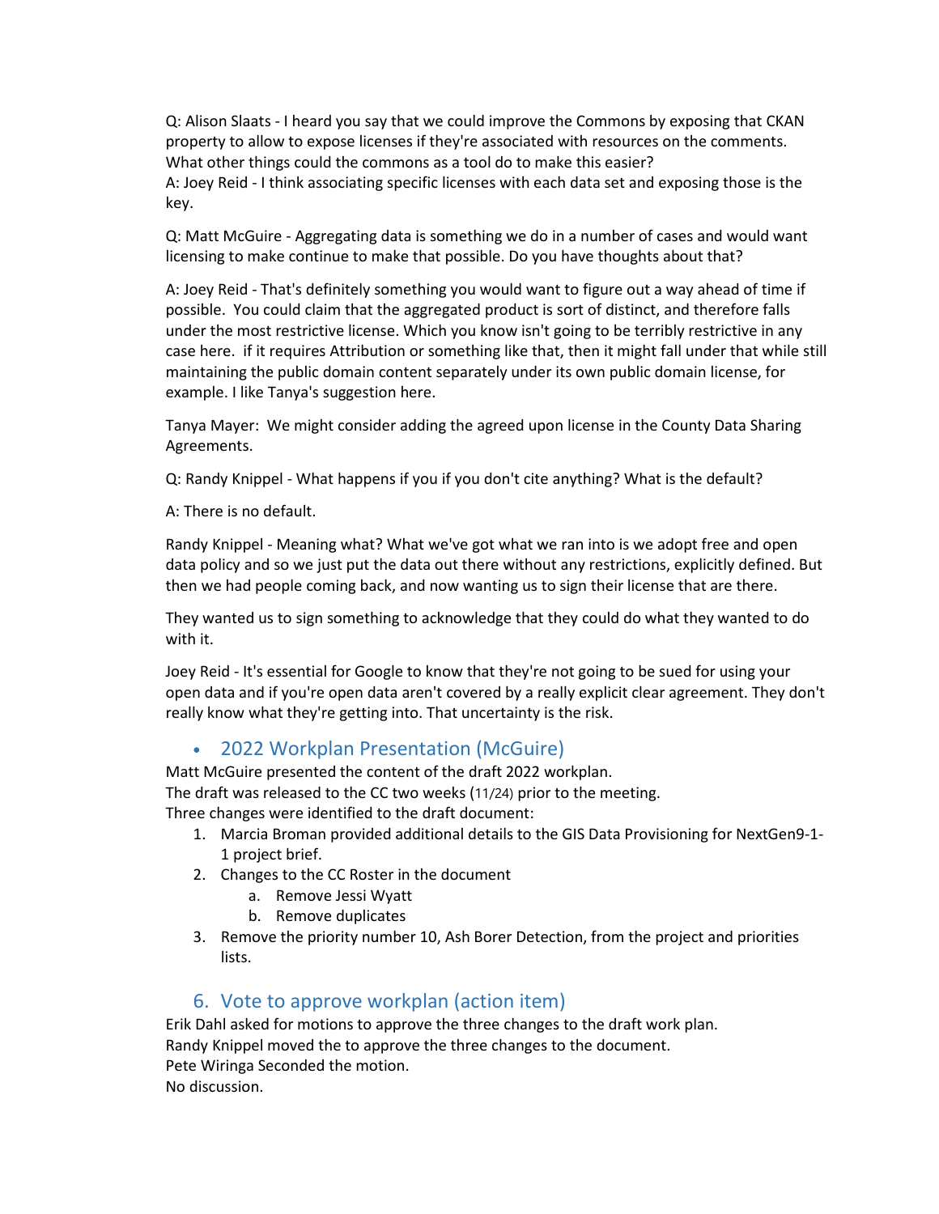Q: Alison Slaats - I heard you say that we could improve the Commons by exposing that CKAN property to allow to expose licenses if they're associated with resources on the comments. What other things could the commons as a tool do to make this easier?
A: Joey Reid - I think associating specific licenses with each data set and exposing those is the key.

Q: Matt McGuire - Aggregating data is something we do in a number of cases and would want licensing to make continue to make that possible. Do you have thoughts about that?

A: Joey Reid - That's definitely something you would want to figure out a way ahead of time if possible. You could claim that the aggregated product is sort of distinct, and therefore falls under the most restrictive license. Which you know isn't going to be terribly restrictive in any case here. if it requires Attribution or something like that, then it might fall under that while still maintaining the public domain content separately under its own public domain license, for example. I like Tanya's suggestion here.

Tanya Mayer: We might consider adding the agreed upon license in the County Data Sharing Agreements.

Q: Randy Knippel - What happens if you if you don't cite anything? What is the default?

A: There is no default.

Randy Knippel - Meaning what? What we've got what we ran into is we adopt free and open data policy and so we just put the data out there without any restrictions, explicitly defined. But then we had people coming back, and now wanting us to sign their license that are there.

They wanted us to sign something to acknowledge that they could do what they wanted to do with it.

Joey Reid - It's essential for Google to know that they're not going to be sued for using your open data and if you're open data aren't covered by a really explicit clear agreement. They don't really know what they're getting into. That uncertainty is the risk.

- ## 2022 Workplan Presentation (McGuire)

Matt McGuire presented the content of the draft 2022 workplan.
The draft was released to the CC two weeks (11/24) prior to the meeting.
Three changes were identified to the draft document:

1. Marcia Broman provided additional details to the GIS Data Provisioning for NextGen9-1-1 project brief.
2. Changes to the CC Roster in the document
    a. Remove Jessi Wyatt
    b. Remove duplicates
3. Remove the priority number 10, Ash Borer Detection, from the project and priorities lists.

## 6. Vote to approve workplan (action item)

Erik Dahl asked for motions to approve the three changes to the draft work plan.
Randy Knippel moved the to approve the three changes to the document.
Pete Wiringa Seconded the motion.
No discussion.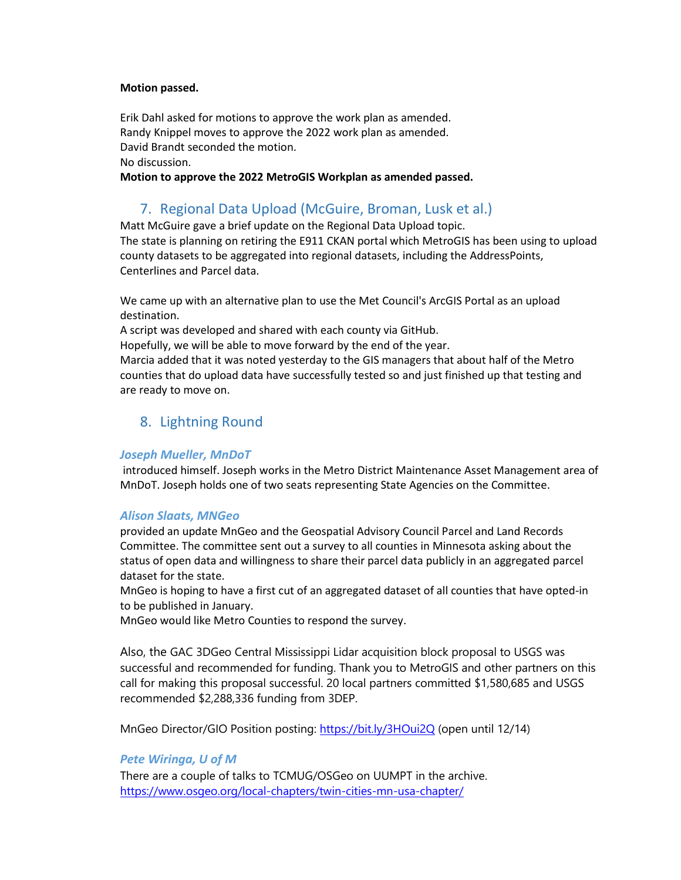**Motion passed.**

Erik Dahl asked for motions to approve the work plan as amended.
Randy Knippel moves to approve the 2022 work plan as amended.
David Brandt seconded the motion.
No discussion.
**Motion to approve the 2022 MetroGIS Workplan as amended passed.**

## 7. Regional Data Upload (McGuire, Broman, Lusk et al.)

Matt McGuire gave a brief update on the Regional Data Upload topic.
The state is planning on retiring the E911 CKAN portal which MetroGIS has been using to upload county datasets to be aggregated into regional datasets, including the AddressPoints, Centerlines and Parcel data.

We came up with an alternative plan to use the Met Council's ArcGIS Portal as an upload destination.
A script was developed and shared with each county via GitHub.
Hopefully, we will be able to move forward by the end of the year.
Marcia added that it was noted yesterday to the GIS managers that about half of the Metro counties that do upload data have successfully tested so and just finished up that testing and are ready to move on.

## 8. Lightning Round

### *Joseph Mueller, MnDoT*

introduced himself. Joseph works in the Metro District Maintenance Asset Management area of MnDoT. Joseph holds one of two seats representing State Agencies on the Committee.

### *Alison Slaats, MNGeo*

provided an update MnGeo and the Geospatial Advisory Council Parcel and Land Records Committee. The committee sent out a survey to all counties in Minnesota asking about the status of open data and willingness to share their parcel data publicly in an aggregated parcel dataset for the state.
MnGeo is hoping to have a first cut of an aggregated dataset of all counties that have opted-in to be published in January.
MnGeo would like Metro Counties to respond the survey.

Also, the GAC 3DGeo Central Mississippi Lidar acquisition block proposal to USGS was successful and recommended for funding. Thank you to MetroGIS and other partners on this call for making this proposal successful. 20 local partners committed $1,580,685 and USGS recommended $2,288,336 funding from 3DEP.

MnGeo Director/GIO Position posting: [https://bit.ly/3HOui2Q](https://bit.ly/3HOui2Q) (open until 12/14)

### *Pete Wiringa, U of M*

There are a couple of talks to TCMUG/OSGeo on UUMPT in the archive.
[https://www.osgeo.org/local-chapters/twin-cities-mn-usa-chapter/](https://www.osgeo.org/local-chapters/twin-cities-mn-usa-chapter/)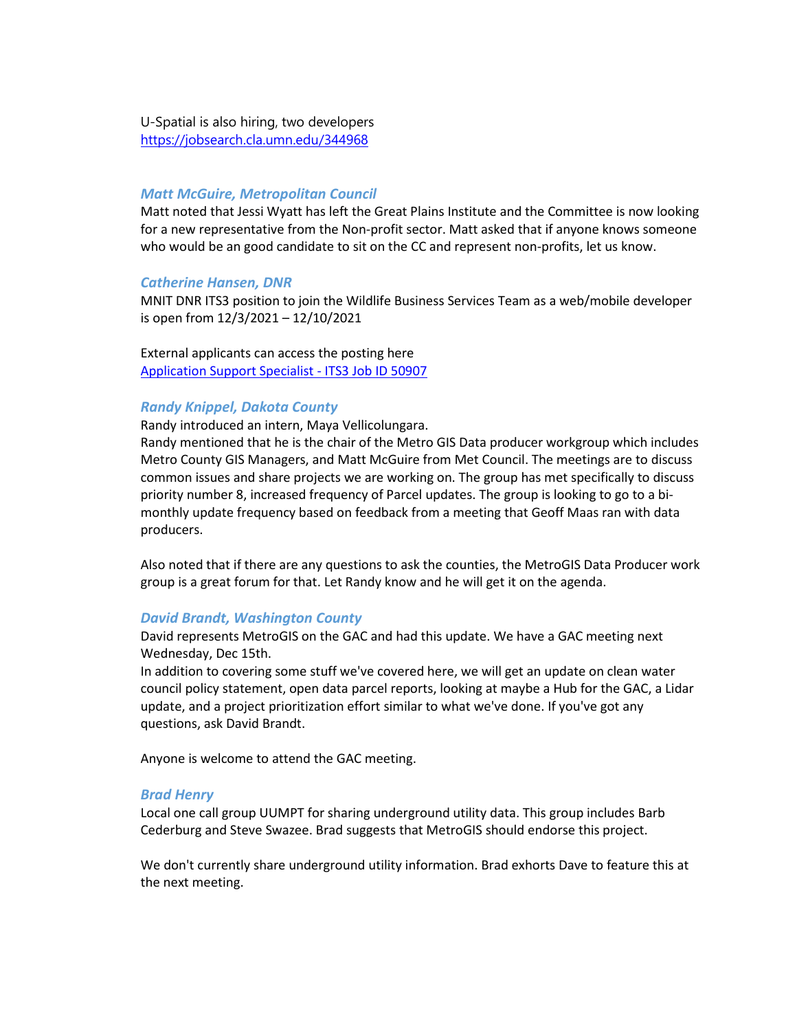U-Spatial is also hiring, two developers
https://jobsearch.cla.umn.edu/344968

### *Matt McGuire, Metropolitan Council*

Matt noted that Jessi Wyatt has left the Great Plains Institute and the Committee is now looking for a new representative from the Non-profit sector. Matt asked that if anyone knows someone who would be an good candidate to sit on the CC and represent non-profits, let us know.

### *Catherine Hansen, DNR*

MNIT DNR ITS3 position to join the Wildlife Business Services Team as a web/mobile developer is open from 12/3/2021 – 12/10/2021

External applicants can access the posting here
Application Support Specialist - ITS3 Job ID 50907

### *Randy Knippel, Dakota County*

Randy introduced an intern, Maya Vellicolungara.
Randy mentioned that he is the chair of the Metro GIS Data producer workgroup which includes Metro County GIS Managers, and Matt McGuire from Met Council. The meetings are to discuss common issues and share projects we are working on. The group has met specifically to discuss priority number 8, increased frequency of Parcel updates. The group is looking to go to a bi-monthly update frequency based on feedback from a meeting that Geoff Maas ran with data producers.

Also noted that if there are any questions to ask the counties, the MetroGIS Data Producer work group is a great forum for that. Let Randy know and he will get it on the agenda.

### *David Brandt, Washington County*

David represents MetroGIS on the GAC and had this update. We have a GAC meeting next Wednesday, Dec 15th.
In addition to covering some stuff we've covered here, we will get an update on clean water council policy statement, open data parcel reports, looking at maybe a Hub for the GAC, a Lidar update, and a project prioritization effort similar to what we've done. If you've got any questions, ask David Brandt.

Anyone is welcome to attend the GAC meeting.

### *Brad Henry*

Local one call group UUMPT for sharing underground utility data. This group includes Barb Cederburg and Steve Swazee. Brad suggests that MetroGIS should endorse this project.

We don't currently share underground utility information. Brad exhorts Dave to feature this at the next meeting.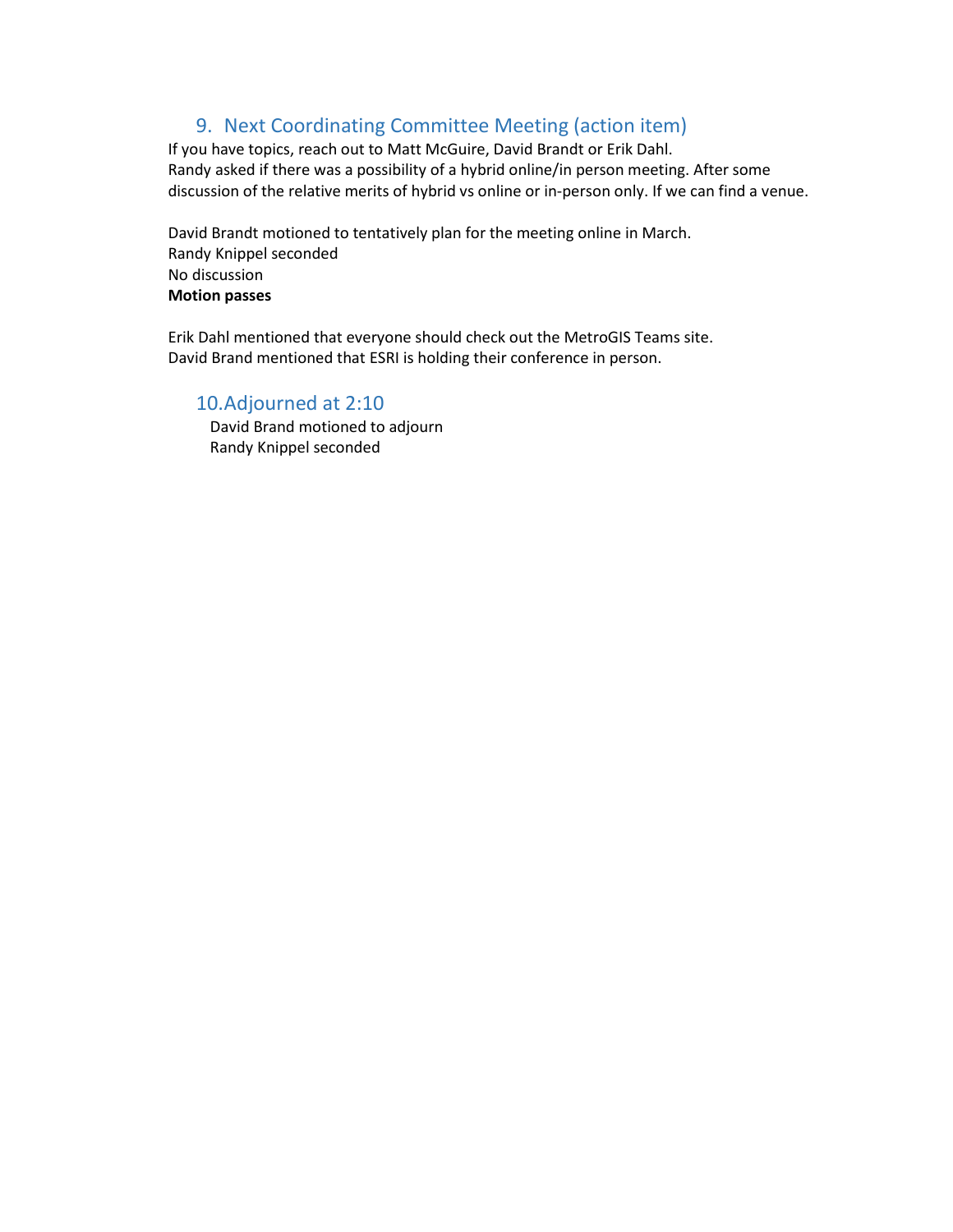## 9. Next Coordinating Committee Meeting (action item)

If you have topics, reach out to Matt McGuire, David Brandt or Erik Dahl.
Randy asked if there was a possibility of a hybrid online/in person meeting. After some discussion of the relative merits of hybrid vs online or in-person only. If we can find a venue.

David Brandt motioned to tentatively plan for the meeting online in March.
Randy Knippel seconded
No discussion
**Motion passes**

Erik Dahl mentioned that everyone should check out the MetroGIS Teams site.
David Brand mentioned that ESRI is holding their conference in person.

## 10. Adjourned at 2:10

David Brand motioned to adjourn
Randy Knippel seconded